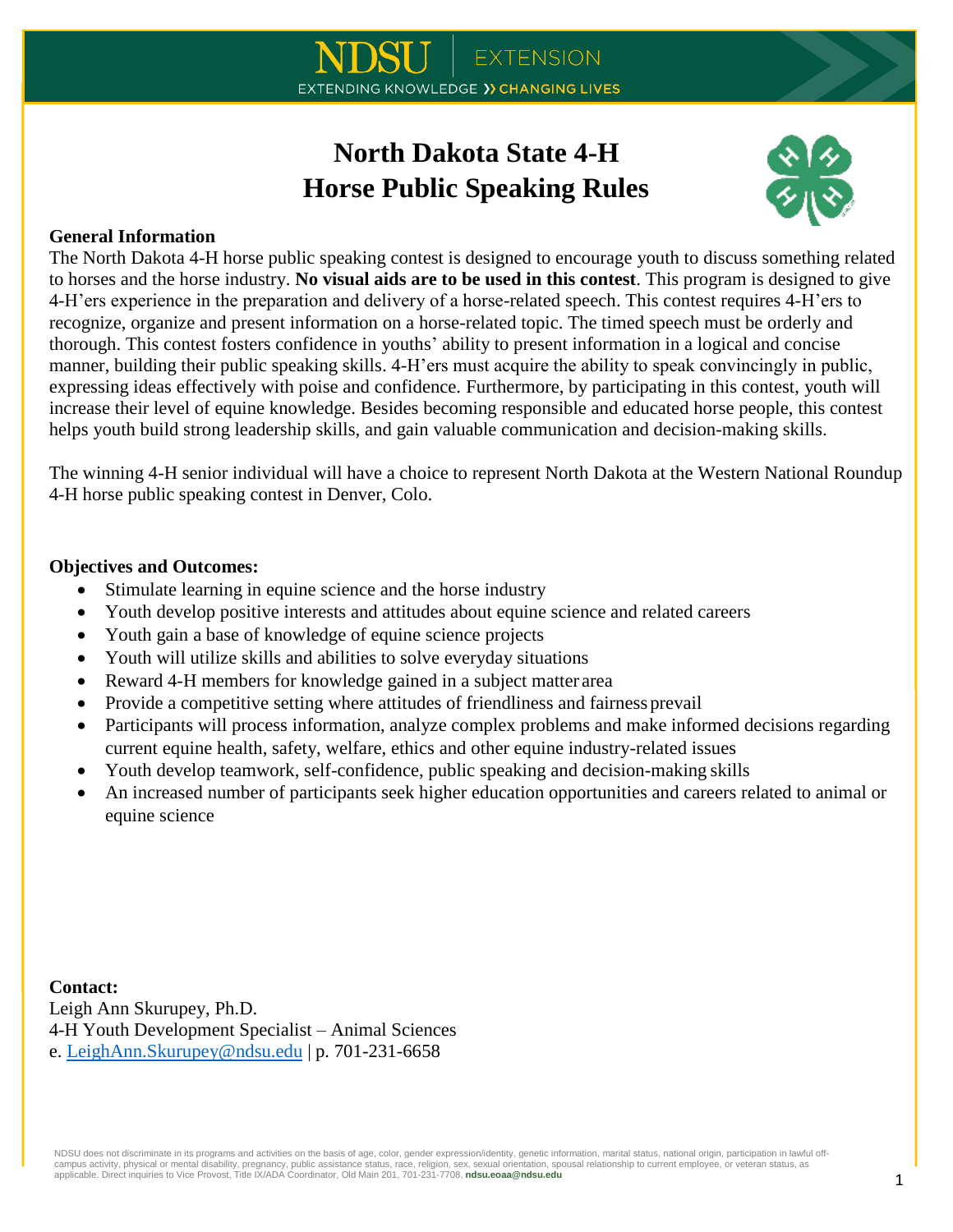# North Dakota State 4-H Horse Public Speaking Rules

## General Information

The North Dakota 4-H horse public speaking contest is designed to encourage youth to discuss something related to horses and the horse industry. **No visual aids are to be used in this contest**. This program is designed to give 4-H'ers experience in the preparation and delivery of a horse-related speech. This contest requires 4-H'ers to recognize, organize and present information on a horse-related topic. The timed speech must be orderly and thorough. This contest fosters confidence in youths' ability to present information in a logical and concise manner, building their public speaking skills. 4-H'ers must acquire the ability to speak convincingly in public, expressing ideas effectively with poise and confidence. Furthermore, by participating in this contest, youth will increase their level of equine knowledge. Besides becoming responsible and educated horse people, this contest helps youth build strong leadership skills, and gain valuable communication and decision-making skills.

The winning 4-H senior individual will have a choice to represent North Dakota at the Western National Roundup 4-H horse public speaking contest in Denver, Colo.

## Objectives and Outcomes:

- Stimulate learning in equine science and the horse industry
- Youth develop positive interests and attitudes about equine science and related careers
- Youth gain a base of knowledge of equine science projects
- Youth will utilize skills and abilities to solve everyday situations
- Reward 4-H members for knowledge gained in a subject matter area
- Provide a competitive setting where attitudes of friendliness and fairness prevail
- Participants will process information, analyze complex problems and make informed decisions regarding current equine health, safety, welfare, ethics and other equine industry-related issues
- Youth develop teamwork, self-confidence, public speaking and decision-making skills
- An increased number of participants seek higher education opportunities and careers related to animal or equine science

**Contact:**
Leigh Ann Skurupey, Ph.D.
4-H Youth Development Specialist – Animal Sciences
e. LeighAnn.Skurupey@ndsu.edu | p. 701-231-6658

NDSU does not discriminate in its programs and activities on the basis of age, color, gender expression/identity, genetic information, marital status, national origin, participation in lawful off-campus activity, physical or mental disability, pregnancy, public assistance status, race, religion, sex, sexual orientation, spousal relationship to current employee, or veteran status, as applicable. Direct inquiries to Vice Provost, Title IX/ADA Coordinator, Old Main 201, 701-231-7708, **ndsu.eoaa@ndsu.edu**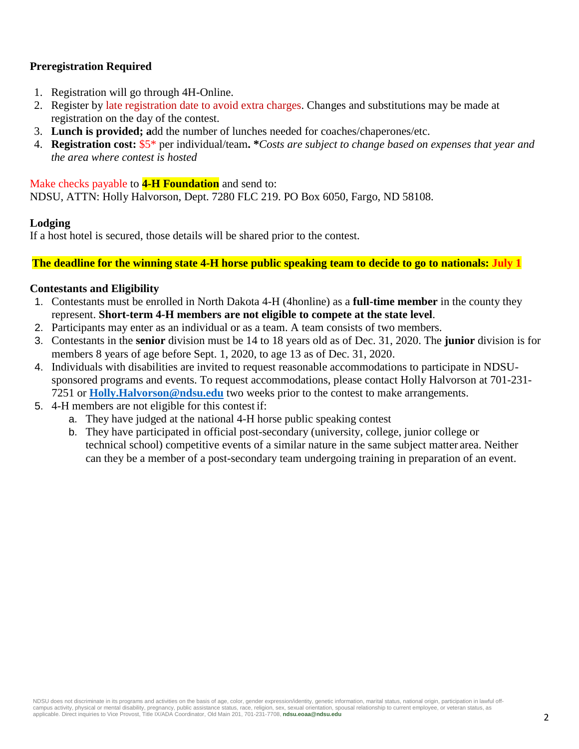### Preregistration Required

1. Registration will go through 4H-Online.
2. Register by late registration date to avoid extra charges. Changes and substitutions may be made at registration on the day of the contest.
3. **Lunch is provided; a**dd the number of lunches needed for coaches/chaperones/etc.
4. **Registration cost:** $5* per individual/team**.** ***Costs are subject to change based on expenses that year and the area where contest is hosted***

Make checks payable to **4-H Foundation** and send to:
NDSU, ATTN: Holly Halvorson, Dept. 7280 FLC 219. PO Box 6050, Fargo, ND 58108.

### Lodging

If a host hotel is secured, those details will be shared prior to the contest.

**The deadline for the winning state 4-H horse public speaking team to decide to go to nationals: July 1**

### Contestants and Eligibility

1. Contestants must be enrolled in North Dakota 4-H (4honline) as a **full-time member** in the county they represent. **Short-term 4-H members are not eligible to compete at the state level**.
2. Participants may enter as an individual or as a team. A team consists of two members.
3. Contestants in the **senior** division must be 14 to 18 years old as of Dec. 31, 2020. The **junior** division is for members 8 years of age before Sept. 1, 2020, to age 13 as of Dec. 31, 2020.
4. Individuals with disabilities are invited to request reasonable accommodations to participate in NDSU-sponsored programs and events. To request accommodations, please contact Holly Halvorson at 701-231-7251 or **Holly.Halvorson@ndsu.edu** two weeks prior to the contest to make arrangements.
5. 4-H members are not eligible for this contest if:
   a. They have judged at the national 4-H horse public speaking contest
   b. They have participated in official post-secondary (university, college, junior college or technical school) competitive events of a similar nature in the same subject matter area. Neither can they be a member of a post-secondary team undergoing training in preparation of an event.

NDSU does not discriminate in its programs and activities on the basis of age, color, gender expression/identity, genetic information, marital status, national origin, participation in lawful off-campus activity, physical or mental disability, pregnancy, public assistance status, race, religion, sex, sexual orientation, spousal relationship to current employee, or veteran status, as applicable. Direct inquiries to Vice Provost, Title IX/ADA Coordinator, Old Main 201, 701-231-7708, **ndsu.eoaa@ndsu.edu**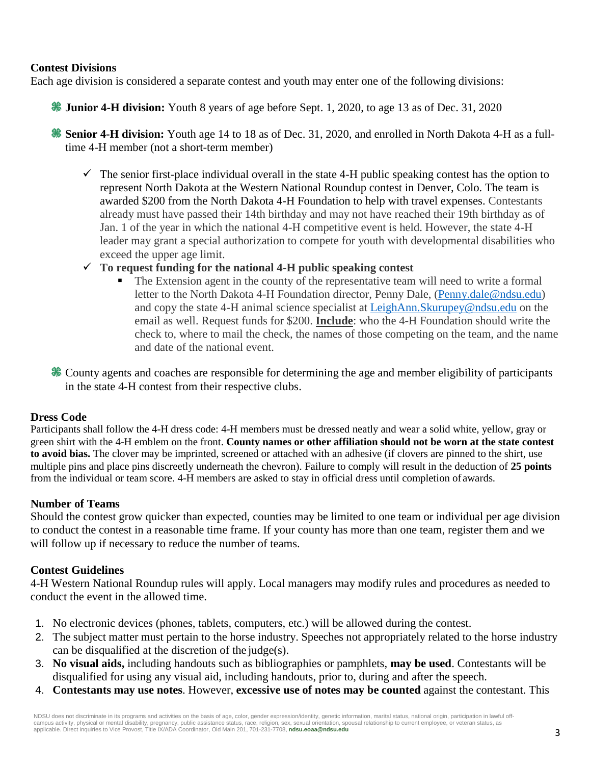### Contest Divisions

Each age division is considered a separate contest and youth may enter one of the following divisions:

- **Junior 4-H division:** Youth 8 years of age before Sept. 1, 2020, to age 13 as of Dec. 31, 2020
- **Senior 4-H division:** Youth age 14 to 18 as of Dec. 31, 2020, and enrolled in North Dakota 4-H as a full-time 4-H member (not a short-term member)
    - ✓ The senior first-place individual overall in the state 4-H public speaking contest has the option to represent North Dakota at the Western National Roundup contest in Denver, Colo. The team is awarded $200 from the North Dakota 4-H Foundation to help with travel expenses. Contestants already must have passed their 14th birthday and may not have reached their 19th birthday as of Jan. 1 of the year in which the national 4-H competitive event is held. However, the state 4-H leader may grant a special authorization to compete for youth with developmental disabilities who exceed the upper age limit.
    - ✓ **To request funding for the national 4-H public speaking contest**
        - The Extension agent in the county of the representative team will need to write a formal letter to the North Dakota 4-H Foundation director, Penny Dale, (Penny.dale@ndsu.edu) and copy the state 4-H animal science specialist at LeighAnn.Skurupey@ndsu.edu on the email as well. Request funds for $200. **Include**: who the 4-H Foundation should write the check to, where to mail the check, the names of those competing on the team, and the name and date of the national event.
- County agents and coaches are responsible for determining the age and member eligibility of participants in the state 4-H contest from their respective clubs.

### Dress Code

Participants shall follow the 4-H dress code: 4-H members must be dressed neatly and wear a solid white, yellow, gray or green shirt with the 4-H emblem on the front. **County names or other affiliation should not be worn at the state contest to avoid bias.** The clover may be imprinted, screened or attached with an adhesive (if clovers are pinned to the shirt, use multiple pins and place pins discreetly underneath the chevron). Failure to comply will result in the deduction of **25 points** from the individual or team score. 4-H members are asked to stay in official dress until completion of awards.

### Number of Teams

Should the contest grow quicker than expected, counties may be limited to one team or individual per age division to conduct the contest in a reasonable time frame. If your county has more than one team, register them and we will follow up if necessary to reduce the number of teams.

### Contest Guidelines

4-H Western National Roundup rules will apply. Local managers may modify rules and procedures as needed to conduct the event in the allowed time.

1. No electronic devices (phones, tablets, computers, etc.) will be allowed during the contest.
2. The subject matter must pertain to the horse industry. Speeches not appropriately related to the horse industry can be disqualified at the discretion of the judge(s).
3. **No visual aids,** including handouts such as bibliographies or pamphlets, **may be used**. Contestants will be disqualified for using any visual aid, including handouts, prior to, during and after the speech.
4. **Contestants may use notes**. However, **excessive use of notes may be counted** against the contestant. This

NDSU does not discriminate in its programs and activities on the basis of age, color, gender expression/identity, genetic information, marital status, national origin, participation in lawful off-campus activity, physical or mental disability, pregnancy, public assistance status, race, religion, sex, sexual orientation, spousal relationship to current employee, or veteran status, as applicable. Direct inquiries to Vice Provost, Title IX/ADA Coordinator, Old Main 201, 701-231-7708, **ndsu.eoaa@ndsu.edu**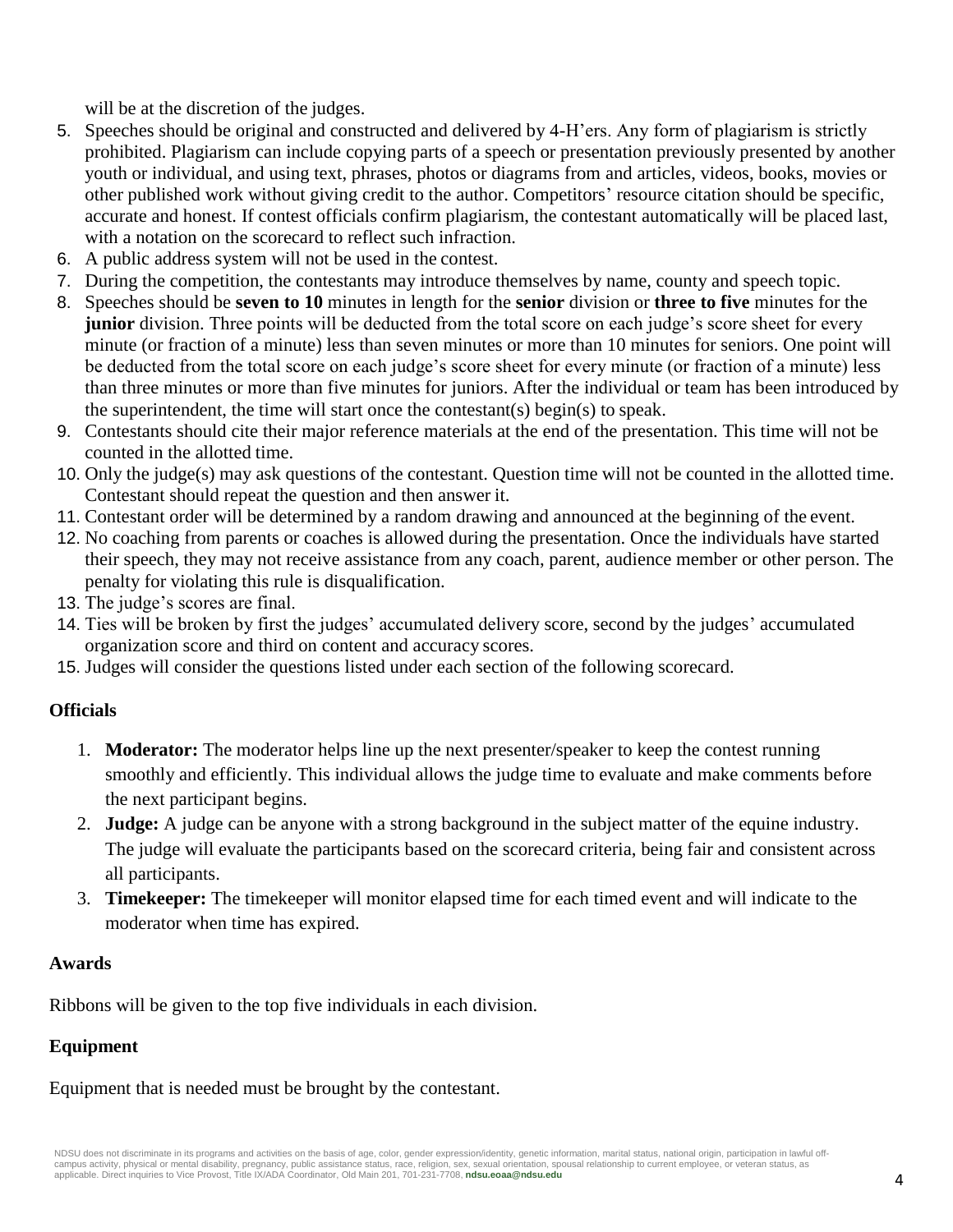will be at the discretion of the judges.

5. Speeches should be original and constructed and delivered by 4-H'ers. Any form of plagiarism is strictly prohibited. Plagiarism can include copying parts of a speech or presentation previously presented by another youth or individual, and using text, phrases, photos or diagrams from and articles, videos, books, movies or other published work without giving credit to the author. Competitors' resource citation should be specific, accurate and honest. If contest officials confirm plagiarism, the contestant automatically will be placed last, with a notation on the scorecard to reflect such infraction.
6. A public address system will not be used in the contest.
7. During the competition, the contestants may introduce themselves by name, county and speech topic.
8. Speeches should be **seven to 10** minutes in length for the **senior** division or **three to five** minutes for the **junior** division. Three points will be deducted from the total score on each judge's score sheet for every minute (or fraction of a minute) less than seven minutes or more than 10 minutes for seniors. One point will be deducted from the total score on each judge's score sheet for every minute (or fraction of a minute) less than three minutes or more than five minutes for juniors. After the individual or team has been introduced by the superintendent, the time will start once the contestant(s) begin(s) to speak.
9. Contestants should cite their major reference materials at the end of the presentation. This time will not be counted in the allotted time.
10. Only the judge(s) may ask questions of the contestant. Question time will not be counted in the allotted time. Contestant should repeat the question and then answer it.
11. Contestant order will be determined by a random drawing and announced at the beginning of the event.
12. No coaching from parents or coaches is allowed during the presentation. Once the individuals have started their speech, they may not receive assistance from any coach, parent, audience member or other person. The penalty for violating this rule is disqualification.
13. The judge's scores are final.
14. Ties will be broken by first the judges' accumulated delivery score, second by the judges' accumulated organization score and third on content and accuracy scores.
15. Judges will consider the questions listed under each section of the following scorecard.

## Officials

1. **Moderator:** The moderator helps line up the next presenter/speaker to keep the contest running smoothly and efficiently. This individual allows the judge time to evaluate and make comments before the next participant begins.
2. **Judge:** A judge can be anyone with a strong background in the subject matter of the equine industry. The judge will evaluate the participants based on the scorecard criteria, being fair and consistent across all participants.
3. **Timekeeper:** The timekeeper will monitor elapsed time for each timed event and will indicate to the moderator when time has expired.

## Awards

Ribbons will be given to the top five individuals in each division.

## Equipment

Equipment that is needed must be brought by the contestant.

NDSU does not discriminate in its programs and activities on the basis of age, color, gender expression/identity, genetic information, marital status, national origin, participation in lawful off-campus activity, physical or mental disability, pregnancy, public assistance status, race, religion, sex, sexual orientation, spousal relationship to current employee, or veteran status, as applicable. Direct inquiries to Vice Provost, Title IX/ADA Coordinator, Old Main 201, 701-231-7708, **ndsu.eoaa@ndsu.edu**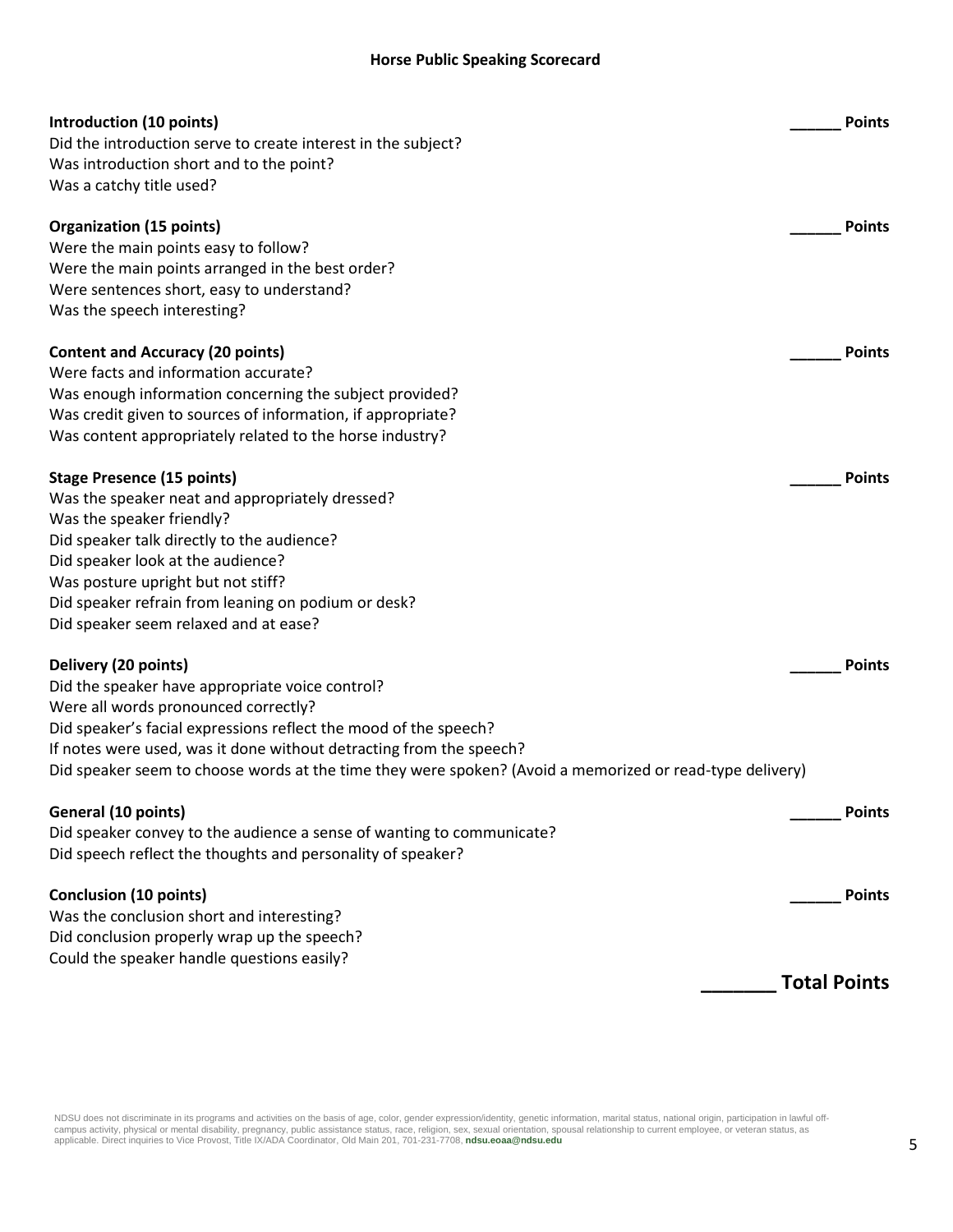## Horse Public Speaking Scorecard

**Introduction (10 points)** ______ **Points**

Did the introduction serve to create interest in the subject?
Was introduction short and to the point?
Was a catchy title used?

**Organization (15 points)** ______ **Points**

Were the main points easy to follow?
Were the main points arranged in the best order?
Were sentences short, easy to understand?
Was the speech interesting?

**Content and Accuracy (20 points)** ______ **Points**

Were facts and information accurate?
Was enough information concerning the subject provided?
Was credit given to sources of information, if appropriate?
Was content appropriately related to the horse industry?

**Stage Presence (15 points)** ______ **Points**

Was the speaker neat and appropriately dressed?
Was the speaker friendly?
Did speaker talk directly to the audience?
Did speaker look at the audience?
Was posture upright but not stiff?
Did speaker refrain from leaning on podium or desk?
Did speaker seem relaxed and at ease?

**Delivery (20 points)** ______ **Points**

Did the speaker have appropriate voice control?
Were all words pronounced correctly?
Did speaker's facial expressions reflect the mood of the speech?
If notes were used, was it done without detracting from the speech?
Did speaker seem to choose words at the time they were spoken? (Avoid a memorized or read-type delivery)

**General (10 points)** ______ **Points**

Did speaker convey to the audience a sense of wanting to communicate?
Did speech reflect the thoughts and personality of speaker?

**Conclusion (10 points)** ______ **Points**

Was the conclusion short and interesting?
Did conclusion properly wrap up the speech?
Could the speaker handle questions easily?

**_______ Total Points**

NDSU does not discriminate in its programs and activities on the basis of age, color, gender expression/identity, genetic information, marital status, national origin, participation in lawful off-campus activity, physical or mental disability, pregnancy, public assistance status, race, religion, sex, sexual orientation, spousal relationship to current employee, or veteran status, as applicable. Direct inquiries to Vice Provost, Title IX/ADA Coordinator, Old Main 201, 701-231-7708, **ndsu.eoaa@ndsu.edu**